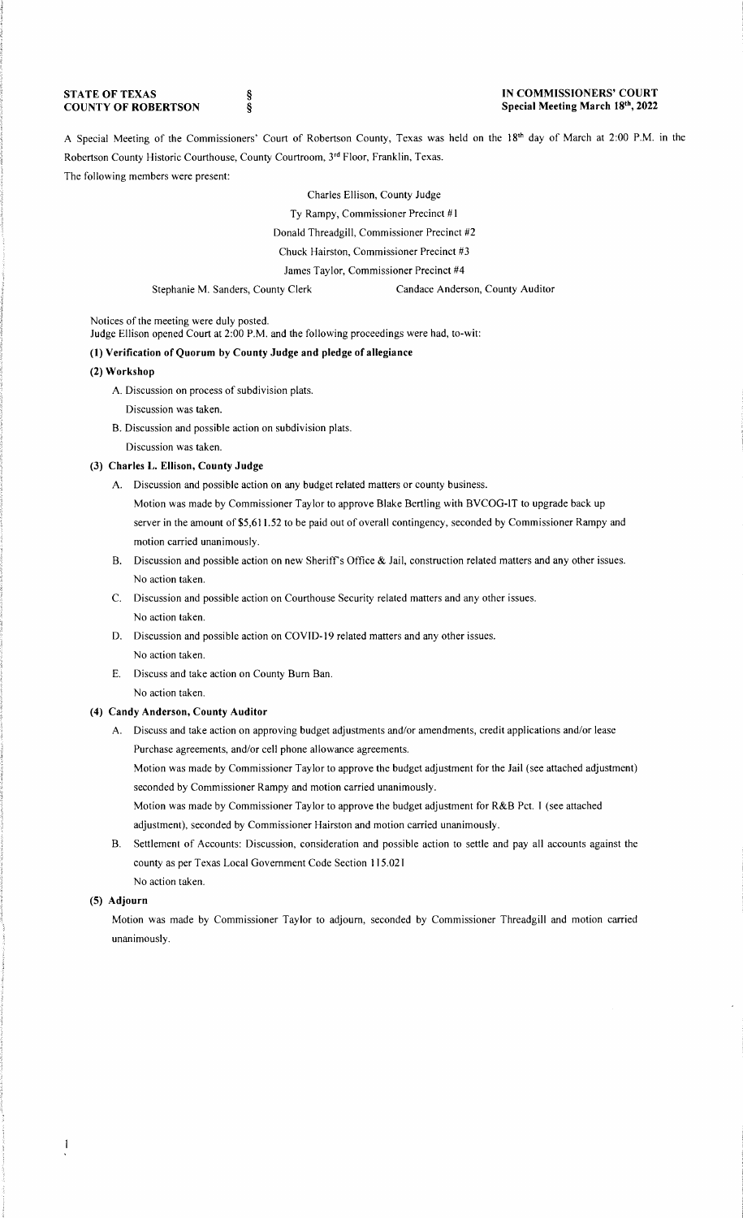**STATE OF TEXAS** §
**COUNTY OF ROBERTSON** §

**IN COMMISSIONERS' COURT**
**Special Meeting March 18th, 2022**

A Special Meeting of the Commissioners' Court of Robertson County, Texas was held on the 18th day of March at 2:00 P.M. in the Robertson County Historic Courthouse, County Courtroom, 3rd Floor, Franklin, Texas.

The following members were present:

Charles Ellison, County Judge
Ty Rampy, Commissioner Precinct #1
Donald Threadgill, Commissioner Precinct #2
Chuck Hairston, Commissioner Precinct #3
James Taylor, Commissioner Precinct #4
Stephanie M. Sanders, County Clerk — Candace Anderson, County Auditor

Notices of the meeting were duly posted.
Judge Ellison opened Court at 2:00 P.M. and the following proceedings were had, to-wit:

**(1) Verification of Quorum by County Judge and pledge of allegiance**

**(2) Workshop**

A. Discussion on process of subdivision plats.
   Discussion was taken.

B. Discussion and possible action on subdivision plats.
   Discussion was taken.

**(3) Charles L. Ellison, County Judge**

A. Discussion and possible action on any budget related matters or county business.
   Motion was made by Commissioner Taylor to approve Blake Bertling with BVCOG-IT to upgrade back up server in the amount of $5,611.52 to be paid out of overall contingency, seconded by Commissioner Rampy and motion carried unanimously.

B. Discussion and possible action on new Sheriff's Office & Jail, construction related matters and any other issues.
   No action taken.

C. Discussion and possible action on Courthouse Security related matters and any other issues.
   No action taken.

D. Discussion and possible action on COVID-19 related matters and any other issues.
   No action taken.

E. Discuss and take action on County Burn Ban.
   No action taken.

**(4) Candy Anderson, County Auditor**

A. Discuss and take action on approving budget adjustments and/or amendments, credit applications and/or lease Purchase agreements, and/or cell phone allowance agreements.
   Motion was made by Commissioner Taylor to approve the budget adjustment for the Jail (see attached adjustment) seconded by Commissioner Rampy and motion carried unanimously.
   Motion was made by Commissioner Taylor to approve the budget adjustment for R&B Pct. 1 (see attached adjustment), seconded by Commissioner Hairston and motion carried unanimously.

B. Settlement of Accounts: Discussion, consideration and possible action to settle and pay all accounts against the county as per Texas Local Government Code Section 115.021
   No action taken.

**(5) Adjourn**

Motion was made by Commissioner Taylor to adjourn, seconded by Commissioner Threadgill and motion carried unanimously.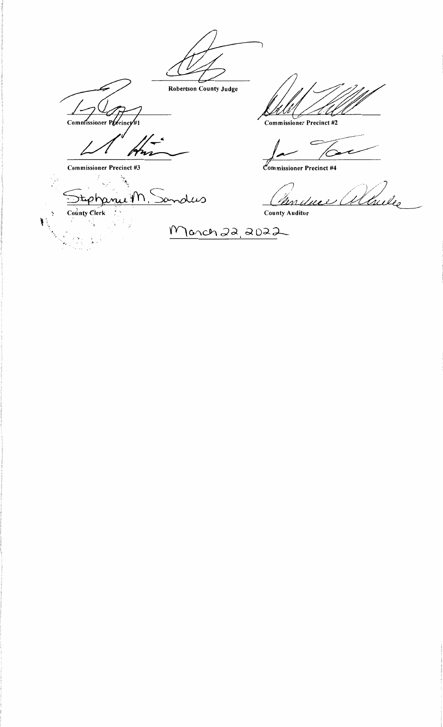Robertson County Judge

Commissioner Precinct #1

Commissioner Precinct #2

Commissioner Precinct #3

Commissioner Precinct #4

Stephanie M. Sanders

County Clerk

County Auditor

March 22, 2022